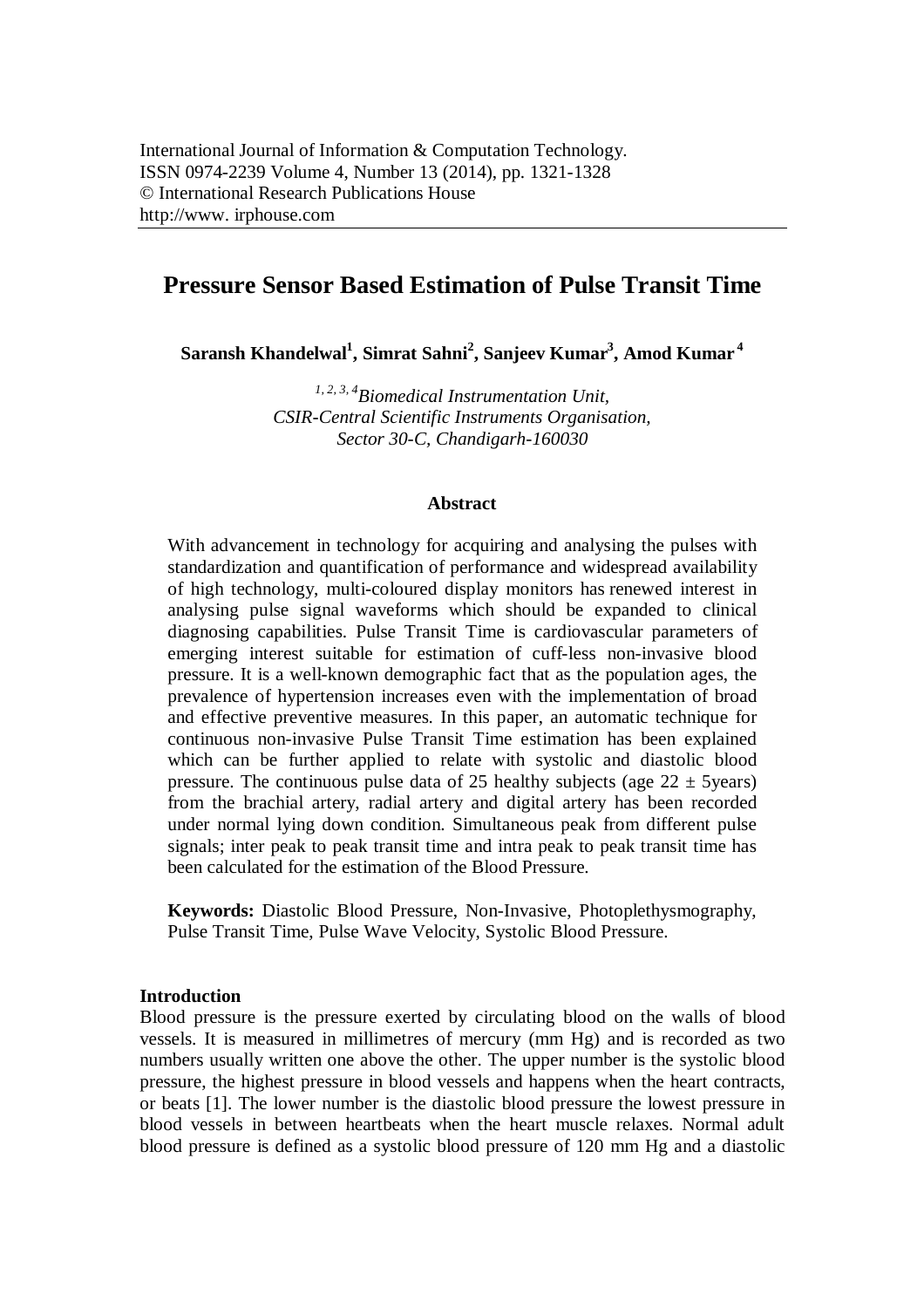International Journal of Information & Computation Technology.
ISSN 0974-2239 Volume 4, Number 13 (2014), pp. 1321-1328
© International Research Publications House
http://www. irphouse.com

# Pressure Sensor Based Estimation of Pulse Transit Time

**Saransh Khandelwal[1], Simrat Sahni[2], Sanjeev Kumar[3], Amod Kumar[4]**

[1, 2, 3, 4] *Biomedical Instrumentation Unit,*
*CSIR-Central Scientific Instruments Organisation,*
*Sector 30-C, Chandigarh-160030*

## Abstract

With advancement in technology for acquiring and analysing the pulses with standardization and quantification of performance and widespread availability of high technology, multi-coloured display monitors has renewed interest in analysing pulse signal waveforms which should be expanded to clinical diagnosing capabilities. Pulse Transit Time is cardiovascular parameters of emerging interest suitable for estimation of cuff-less non-invasive blood pressure. It is a well-known demographic fact that as the population ages, the prevalence of hypertension increases even with the implementation of broad and effective preventive measures. In this paper, an automatic technique for continuous non-invasive Pulse Transit Time estimation has been explained which can be further applied to relate with systolic and diastolic blood pressure. The continuous pulse data of 25 healthy subjects (age 22 ± 5years) from the brachial artery, radial artery and digital artery has been recorded under normal lying down condition. Simultaneous peak from different pulse signals; inter peak to peak transit time and intra peak to peak transit time has been calculated for the estimation of the Blood Pressure.

**Keywords:** Diastolic Blood Pressure, Non-Invasive, Photoplethysmography, Pulse Transit Time, Pulse Wave Velocity, Systolic Blood Pressure.

## Introduction

Blood pressure is the pressure exerted by circulating blood on the walls of blood vessels. It is measured in millimetres of mercury (mm Hg) and is recorded as two numbers usually written one above the other. The upper number is the systolic blood pressure, the highest pressure in blood vessels and happens when the heart contracts, or beats [1]. The lower number is the diastolic blood pressure the lowest pressure in blood vessels in between heartbeats when the heart muscle relaxes. Normal adult blood pressure is defined as a systolic blood pressure of 120 mm Hg and a diastolic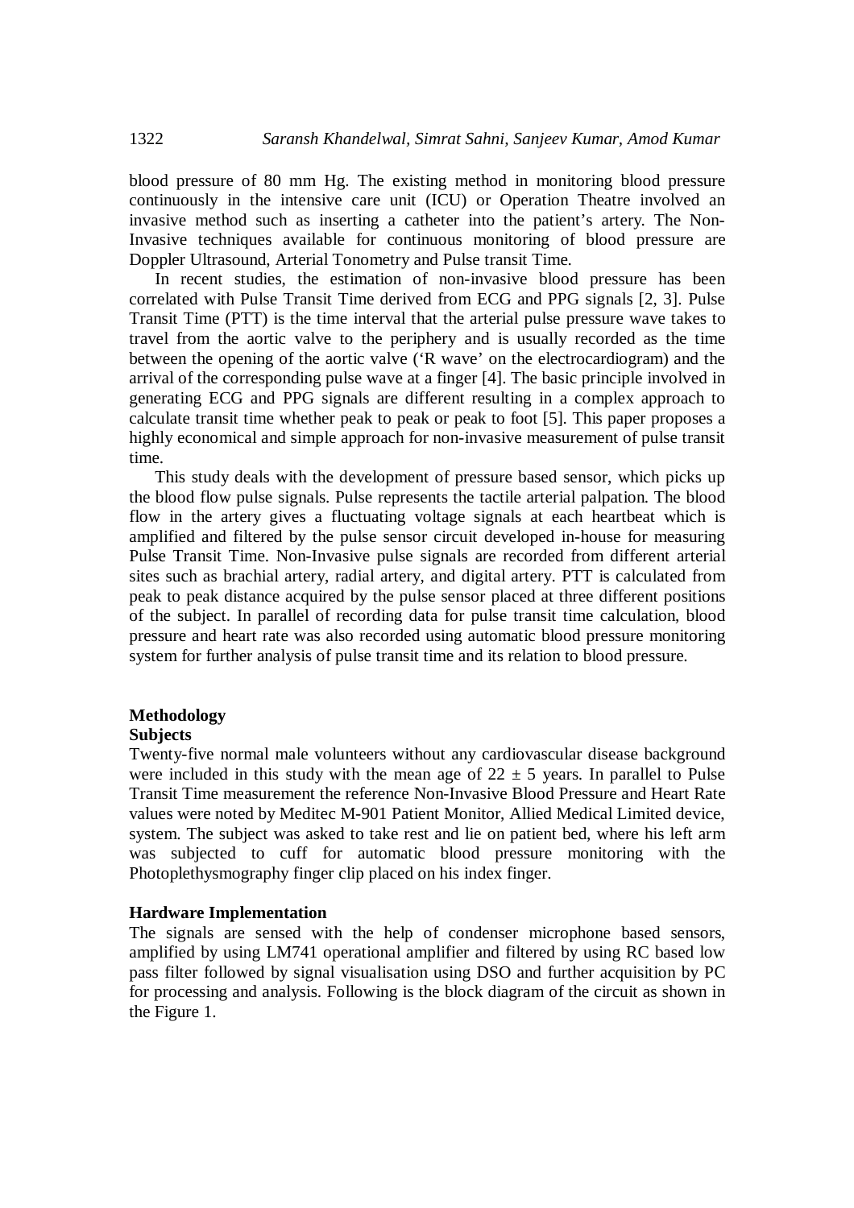blood pressure of 80 mm Hg. The existing method in monitoring blood pressure continuously in the intensive care unit (ICU) or Operation Theatre involved an invasive method such as inserting a catheter into the patient's artery. The Non-Invasive techniques available for continuous monitoring of blood pressure are Doppler Ultrasound, Arterial Tonometry and Pulse transit Time.

In recent studies, the estimation of non-invasive blood pressure has been correlated with Pulse Transit Time derived from ECG and PPG signals [2, 3]. Pulse Transit Time (PTT) is the time interval that the arterial pulse pressure wave takes to travel from the aortic valve to the periphery and is usually recorded as the time between the opening of the aortic valve ('R wave' on the electrocardiogram) and the arrival of the corresponding pulse wave at a finger [4]. The basic principle involved in generating ECG and PPG signals are different resulting in a complex approach to calculate transit time whether peak to peak or peak to foot [5]. This paper proposes a highly economical and simple approach for non-invasive measurement of pulse transit time.

This study deals with the development of pressure based sensor, which picks up the blood flow pulse signals. Pulse represents the tactile arterial palpation. The blood flow in the artery gives a fluctuating voltage signals at each heartbeat which is amplified and filtered by the pulse sensor circuit developed in-house for measuring Pulse Transit Time. Non-Invasive pulse signals are recorded from different arterial sites such as brachial artery, radial artery, and digital artery. PTT is calculated from peak to peak distance acquired by the pulse sensor placed at three different positions of the subject. In parallel of recording data for pulse transit time calculation, blood pressure and heart rate was also recorded using automatic blood pressure monitoring system for further analysis of pulse transit time and its relation to blood pressure.

## Methodology

### Subjects

Twenty-five normal male volunteers without any cardiovascular disease background were included in this study with the mean age of $22 \pm 5$ years. In parallel to Pulse Transit Time measurement the reference Non-Invasive Blood Pressure and Heart Rate values were noted by Meditec M-901 Patient Monitor, Allied Medical Limited device, system. The subject was asked to take rest and lie on patient bed, where his left arm was subjected to cuff for automatic blood pressure monitoring with the Photoplethysmography finger clip placed on his index finger.

### Hardware Implementation

The signals are sensed with the help of condenser microphone based sensors, amplified by using LM741 operational amplifier and filtered by using RC based low pass filter followed by signal visualisation using DSO and further acquisition by PC for processing and analysis. Following is the block diagram of the circuit as shown in the Figure 1.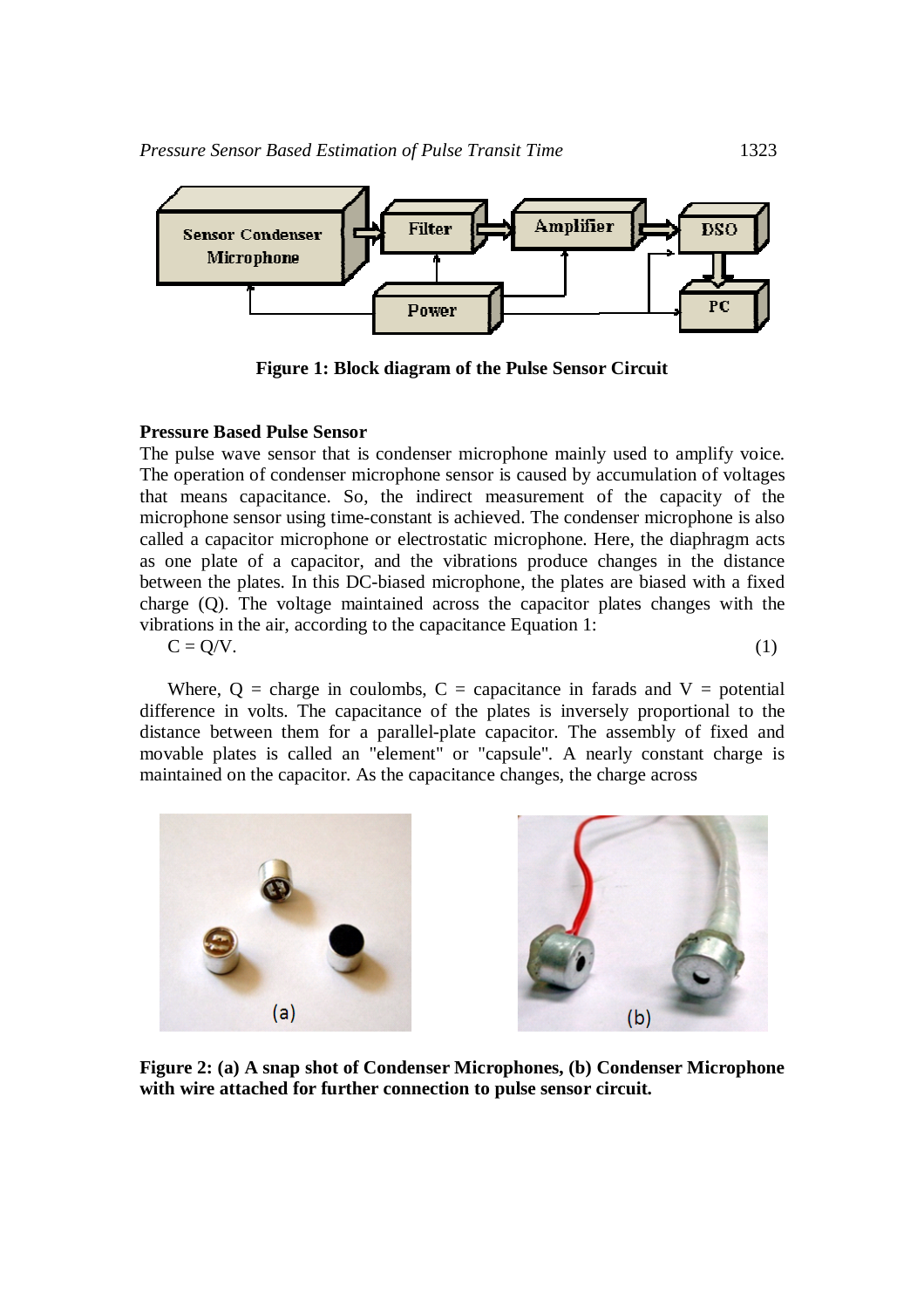**Figure 1: Block diagram of the Pulse Sensor Circuit**

**Pressure Based Pulse Sensor**

The pulse wave sensor that is condenser microphone mainly used to amplify voice. The operation of condenser microphone sensor is caused by accumulation of voltages that means capacitance. So, the indirect measurement of the capacity of the microphone sensor using time-constant is achieved. The condenser microphone is also called a capacitor microphone or electrostatic microphone. Here, the diaphragm acts as one plate of a capacitor, and the vibrations produce changes in the distance between the plates. In this DC-biased microphone, the plates are biased with a fixed charge (Q). The voltage maintained across the capacitor plates changes with the vibrations in the air, according to the capacitance Equation 1:

$$C = Q/V. \quad (1)$$

Where, Q = charge in coulombs, C = capacitance in farads and V = potential difference in volts. The capacitance of the plates is inversely proportional to the distance between them for a parallel-plate capacitor. The assembly of fixed and movable plates is called an "element" or "capsule". A nearly constant charge is maintained on the capacitor. As the capacitance changes, the charge across

**Figure 2: (a) A snap shot of Condenser Microphones, (b) Condenser Microphone with wire attached for further connection to pulse sensor circuit.**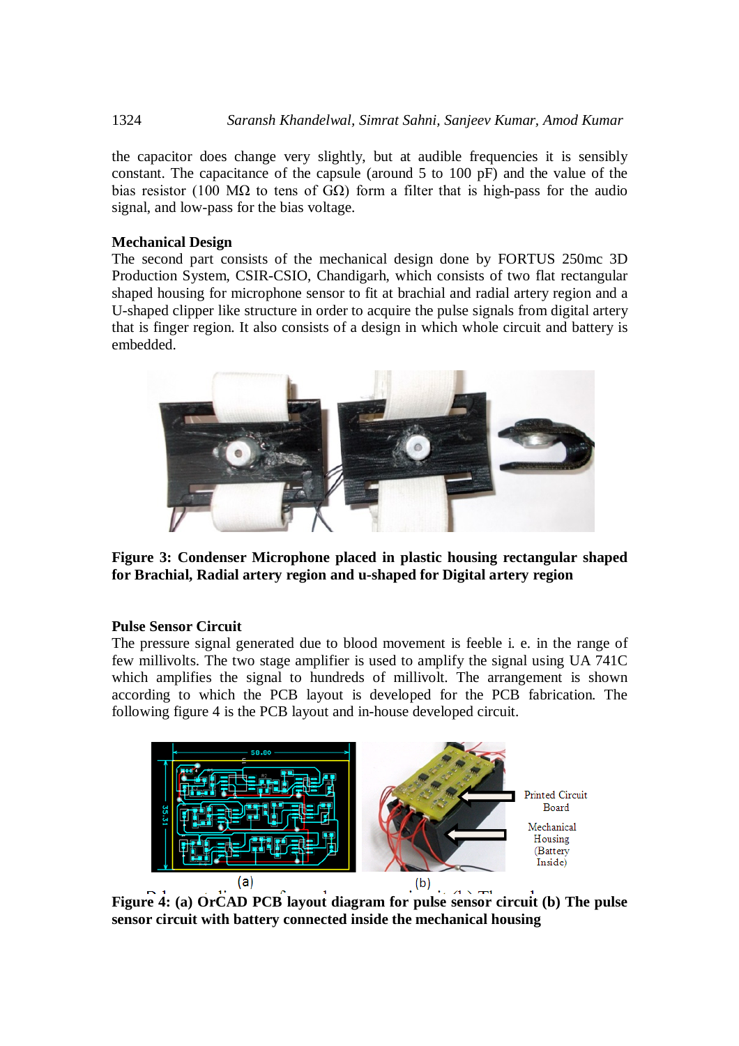the capacitor does change very slightly, but at audible frequencies it is sensibly constant. The capacitance of the capsule (around 5 to 100 pF) and the value of the bias resistor (100 MΩ to tens of GΩ) form a filter that is high-pass for the audio signal, and low-pass for the bias voltage.

### Mechanical Design

The second part consists of the mechanical design done by FORTUS 250mc 3D Production System, CSIR-CSIO, Chandigarh, which consists of two flat rectangular shaped housing for microphone sensor to fit at brachial and radial artery region and a U-shaped clipper like structure in order to acquire the pulse signals from digital artery that is finger region. It also consists of a design in which whole circuit and battery is embedded.

**Figure 3: Condenser Microphone placed in plastic housing rectangular shaped for Brachial, Radial artery region and u-shaped for Digital artery region**

### Pulse Sensor Circuit

The pressure signal generated due to blood movement is feeble i. e. in the range of few millivolts. The two stage amplifier is used to amplify the signal using UA 741C which amplifies the signal to hundreds of millivolt. The arrangement is shown according to which the PCB layout is developed for the PCB fabrication. The following figure 4 is the PCB layout and in-house developed circuit.

Printed Circuit Board

Mechanical Housing (Battery Inside)

(a) (b)

**Figure 4: (a) OrCAD PCB layout diagram for pulse sensor circuit (b) The pulse sensor circuit with battery connected inside the mechanical housing**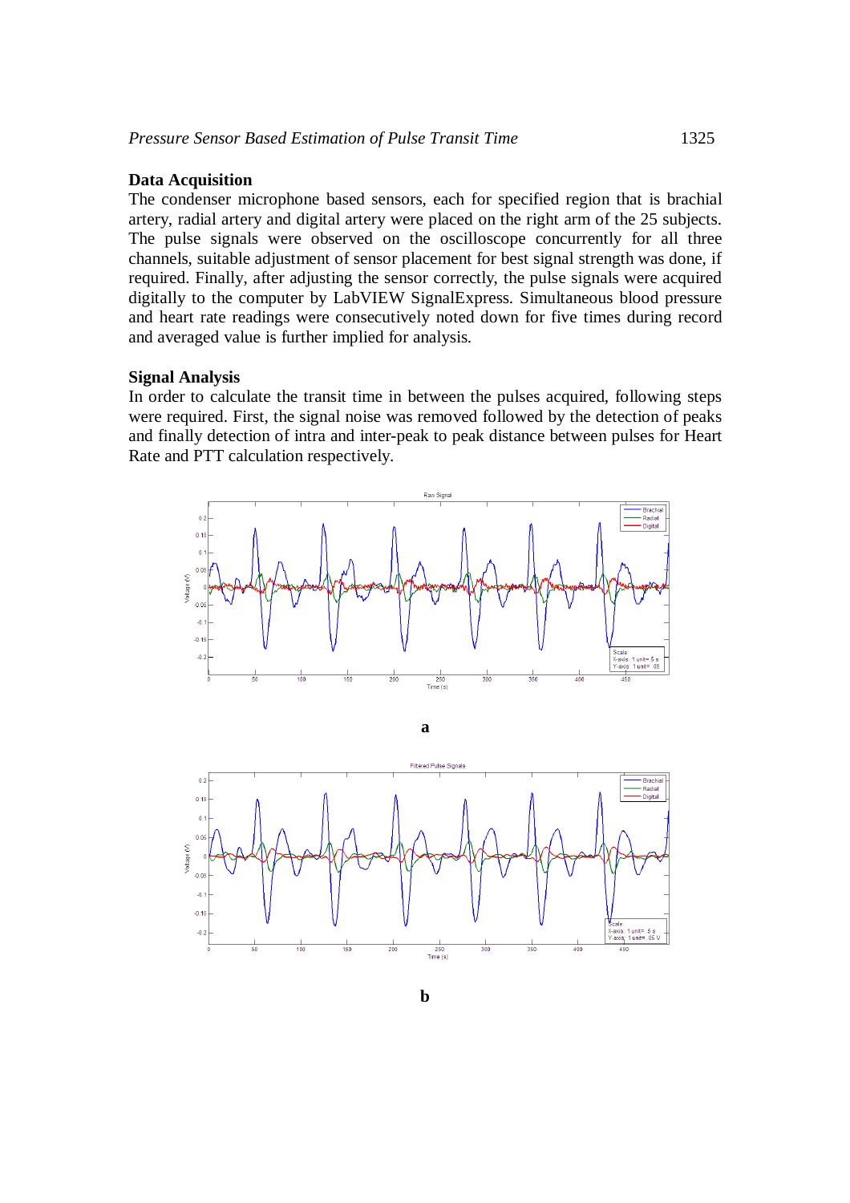## Data Acquisition

The condenser microphone based sensors, each for specified region that is brachial artery, radial artery and digital artery were placed on the right arm of the 25 subjects. The pulse signals were observed on the oscilloscope concurrently for all three channels, suitable adjustment of sensor placement for best signal strength was done, if required. Finally, after adjusting the sensor correctly, the pulse signals were acquired digitally to the computer by LabVIEW SignalExpress. Simultaneous blood pressure and heart rate readings were consecutively noted down for five times during record and averaged value is further implied for analysis.

## Signal Analysis

In order to calculate the transit time in between the pulses acquired, following steps were required. First, the signal noise was removed followed by the detection of peaks and finally detection of intra and inter-peak to peak distance between pulses for Heart Rate and PTT calculation respectively.

**a**

**b**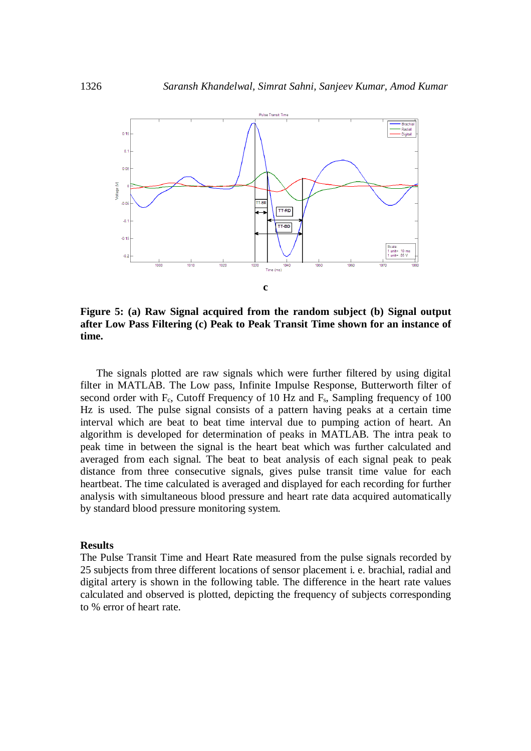c

**Figure 5: (a) Raw Signal acquired from the random subject (b) Signal output after Low Pass Filtering (c) Peak to Peak Transit Time shown for an instance of time.**

The signals plotted are raw signals which were further filtered by using digital filter in MATLAB. The Low pass, Infinite Impulse Response, Butterworth filter of second order with $F_c$, Cutoff Frequency of 10 Hz and $F_s$, Sampling frequency of 100 Hz is used. The pulse signal consists of a pattern having peaks at a certain time interval which are beat to beat time interval due to pumping action of heart. An algorithm is developed for determination of peaks in MATLAB. The intra peak to peak time in between the signal is the heart beat which was further calculated and averaged from each signal. The beat to beat analysis of each signal peak to peak distance from three consecutive signals, gives pulse transit time value for each heartbeat. The time calculated is averaged and displayed for each recording for further analysis with simultaneous blood pressure and heart rate data acquired automatically by standard blood pressure monitoring system.

**Results**

The Pulse Transit Time and Heart Rate measured from the pulse signals recorded by 25 subjects from three different locations of sensor placement i. e. brachial, radial and digital artery is shown in the following table. The difference in the heart rate values calculated and observed is plotted, depicting the frequency of subjects corresponding to % error of heart rate.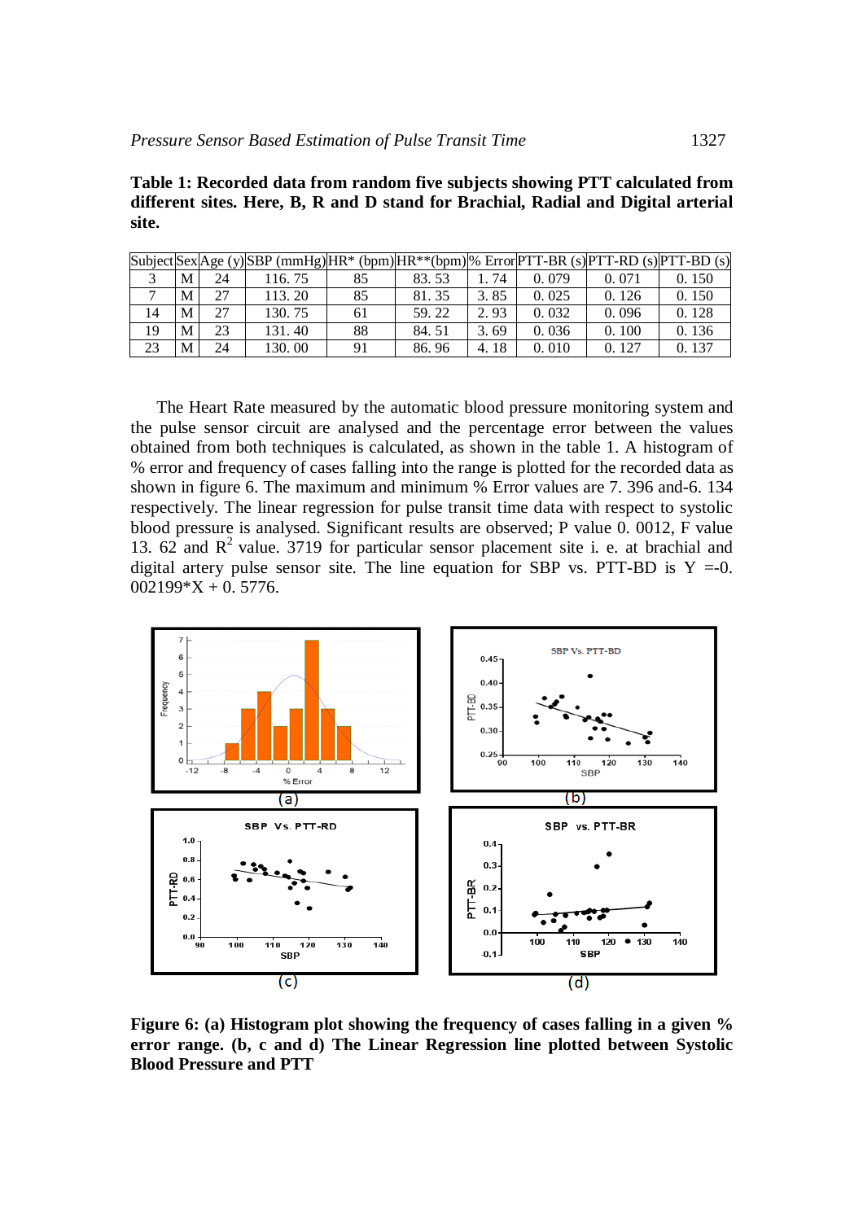**Table 1: Recorded data from random five subjects showing PTT calculated from different sites. Here, B, R and D stand for Brachial, Radial and Digital arterial site.**

| Subject | Sex | Age (y) | SBP (mmHg) | HR* (bpm) | HR**(bpm) | % Error | PTT-BR (s) | PTT-RD (s) | PTT-BD (s) |
|---|---|---|---|---|---|---|---|---|---|
| 3 | M | 24 | 116. 75 | 85 | 83. 53 | 1. 74 | 0. 079 | 0. 071 | 0. 150 |
| 7 | M | 27 | 113. 20 | 85 | 81. 35 | 3. 85 | 0. 025 | 0. 126 | 0. 150 |
| 14 | M | 27 | 130. 75 | 61 | 59. 22 | 2. 93 | 0. 032 | 0. 096 | 0. 128 |
| 19 | M | 23 | 131. 40 | 88 | 84. 51 | 3. 69 | 0. 036 | 0. 100 | 0. 136 |
| 23 | M | 24 | 130. 00 | 91 | 86. 96 | 4. 18 | 0. 010 | 0. 127 | 0. 137 |

The Heart Rate measured by the automatic blood pressure monitoring system and the pulse sensor circuit are analysed and the percentage error between the values obtained from both techniques is calculated, as shown in the table 1. A histogram of % error and frequency of cases falling into the range is plotted for the recorded data as shown in figure 6. The maximum and minimum % Error values are 7. 396 and-6. 134 respectively. The linear regression for pulse transit time data with respect to systolic blood pressure is analysed. Significant results are observed; P value 0. 0012, F value 13. 62 and $R^2$ value. 3719 for particular sensor placement site i. e. at brachial and digital artery pulse sensor site. The line equation for SBP vs. PTT-BD is Y =-0. 002199*X + 0. 5776.

**Figure 6: (a) Histogram plot showing the frequency of cases falling in a given % error range. (b, c and d) The Linear Regression line plotted between Systolic Blood Pressure and PTT**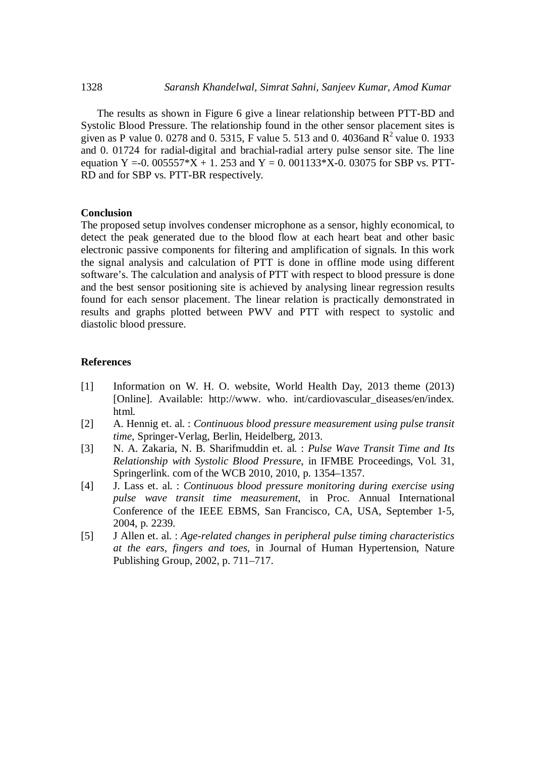The results as shown in Figure 6 give a linear relationship between PTT-BD and Systolic Blood Pressure. The relationship found in the other sensor placement sites is given as P value 0. 0278 and 0. 5315, F value 5. 513 and 0. 4036and $R^2$ value 0. 1933 and 0. 01724 for radial-digital and brachial-radial artery pulse sensor site. The line equation Y =-0. 005557*X + 1. 253 and Y = 0. 001133*X-0. 03075 for SBP vs. PTT-RD and for SBP vs. PTT-BR respectively.

## Conclusion

The proposed setup involves condenser microphone as a sensor, highly economical, to detect the peak generated due to the blood flow at each heart beat and other basic electronic passive components for filtering and amplification of signals. In this work the signal analysis and calculation of PTT is done in offline mode using different software's. The calculation and analysis of PTT with respect to blood pressure is done and the best sensor positioning site is achieved by analysing linear regression results found for each sensor placement. The linear relation is practically demonstrated in results and graphs plotted between PWV and PTT with respect to systolic and diastolic blood pressure.

## References

[1] Information on W. H. O. website, World Health Day, 2013 theme (2013) [Online]. Available: http://www. who. int/cardiovascular_diseases/en/index. html.

[2] A. Hennig et. al. : *Continuous blood pressure measurement using pulse transit time*, Springer-Verlag, Berlin, Heidelberg, 2013.

[3] N. A. Zakaria, N. B. Sharifmuddin et. al. : *Pulse Wave Transit Time and Its Relationship with Systolic Blood Pressure*, in IFMBE Proceedings, Vol. 31, Springerlink. com of the WCB 2010, 2010, p. 1354–1357.

[4] J. Lass et. al. : *Continuous blood pressure monitoring during exercise using pulse wave transit time measurement*, in Proc. Annual International Conference of the IEEE EBMS, San Francisco, CA, USA, September 1-5, 2004, p. 2239.

[5] J Allen et. al. : *Age-related changes in peripheral pulse timing characteristics at the ears, fingers and toes*, in Journal of Human Hypertension, Nature Publishing Group, 2002, p. 711–717.